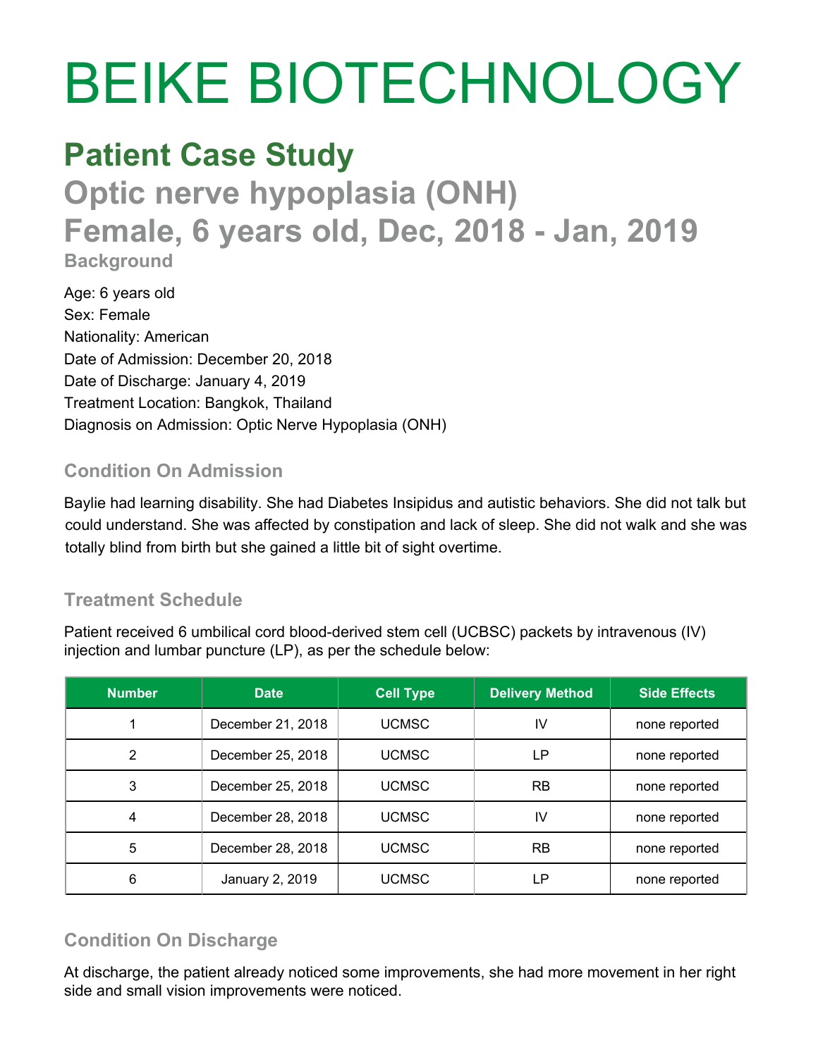# BEIKE BIOTECHNOLOGY

## Patient Case Study

## Optic nerve hypoplasia (ONH)

## Female, 6 years old, Dec, 2018 - Jan, 2019

### Background

Age: 6 years old
Sex: Female
Nationality: American
Date of Admission: December 20, 2018
Date of Discharge: January 4, 2019
Treatment Location: Bangkok, Thailand
Diagnosis on Admission: Optic Nerve Hypoplasia (ONH)

### Condition On Admission

Baylie had learning disability. She had Diabetes Insipidus and autistic behaviors. She did not talk but could understand. She was affected by constipation and lack of sleep. She did not walk and she was totally blind from birth but she gained a little bit of sight overtime.

### Treatment Schedule

Patient received 6 umbilical cord blood-derived stem cell (UCBSC) packets by intravenous (IV) injection and lumbar puncture (LP), as per the schedule below:

| Number | Date | Cell Type | Delivery Method | Side Effects |
| --- | --- | --- | --- | --- |
| 1 | December 21, 2018 | UCMSC | IV | none reported |
| 2 | December 25, 2018 | UCMSC | LP | none reported |
| 3 | December 25, 2018 | UCMSC | RB | none reported |
| 4 | December 28, 2018 | UCMSC | IV | none reported |
| 5 | December 28, 2018 | UCMSC | RB | none reported |
| 6 | January 2, 2019 | UCMSC | LP | none reported |

### Condition On Discharge

At discharge, the patient already noticed some improvements, she had more movement in her right side and small vision improvements were noticed.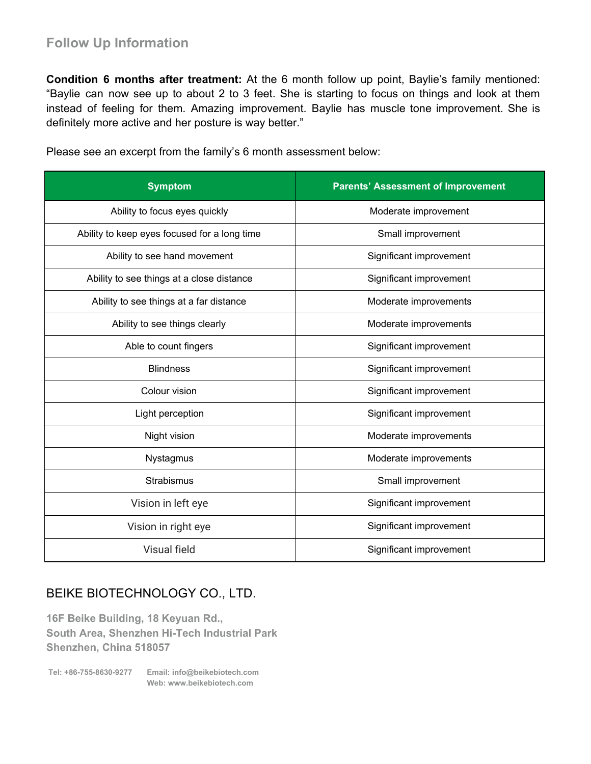## Follow Up Information

**Condition 6 months after treatment:** At the 6 month follow up point, Baylie's family mentioned: "Baylie can now see up to about 2 to 3 feet. She is starting to focus on things and look at them instead of feeling for them. Amazing improvement. Baylie has muscle tone improvement. She is definitely more active and her posture is way better."

Please see an excerpt from the family's 6 month assessment below:

| Symptom | Parents' Assessment of Improvement |
| --- | --- |
| Ability to focus eyes quickly | Moderate improvement |
| Ability to keep eyes focused for a long time | Small improvement |
| Ability to see hand movement | Significant improvement |
| Ability to see things at a close distance | Significant improvement |
| Ability to see things at a far distance | Moderate improvements |
| Ability to see things clearly | Moderate improvements |
| Able to count fingers | Significant improvement |
| Blindness | Significant improvement |
| Colour vision | Significant improvement |
| Light perception | Significant improvement |
| Night vision | Moderate improvements |
| Nystagmus | Moderate improvements |
| Strabismus | Small improvement |
| Vision in left eye | Significant improvement |
| Vision in right eye | Significant improvement |
| Visual field | Significant improvement |

BEIKE BIOTECHNOLOGY CO., LTD.

16F Beike Building, 18 Keyuan Rd.,
South Area, Shenzhen Hi-Tech Industrial Park
Shenzhen, China 518057

Tel: +86-755-8630-9277
Email: info@beikebiotech.com
Web: www.beikebiotech.com